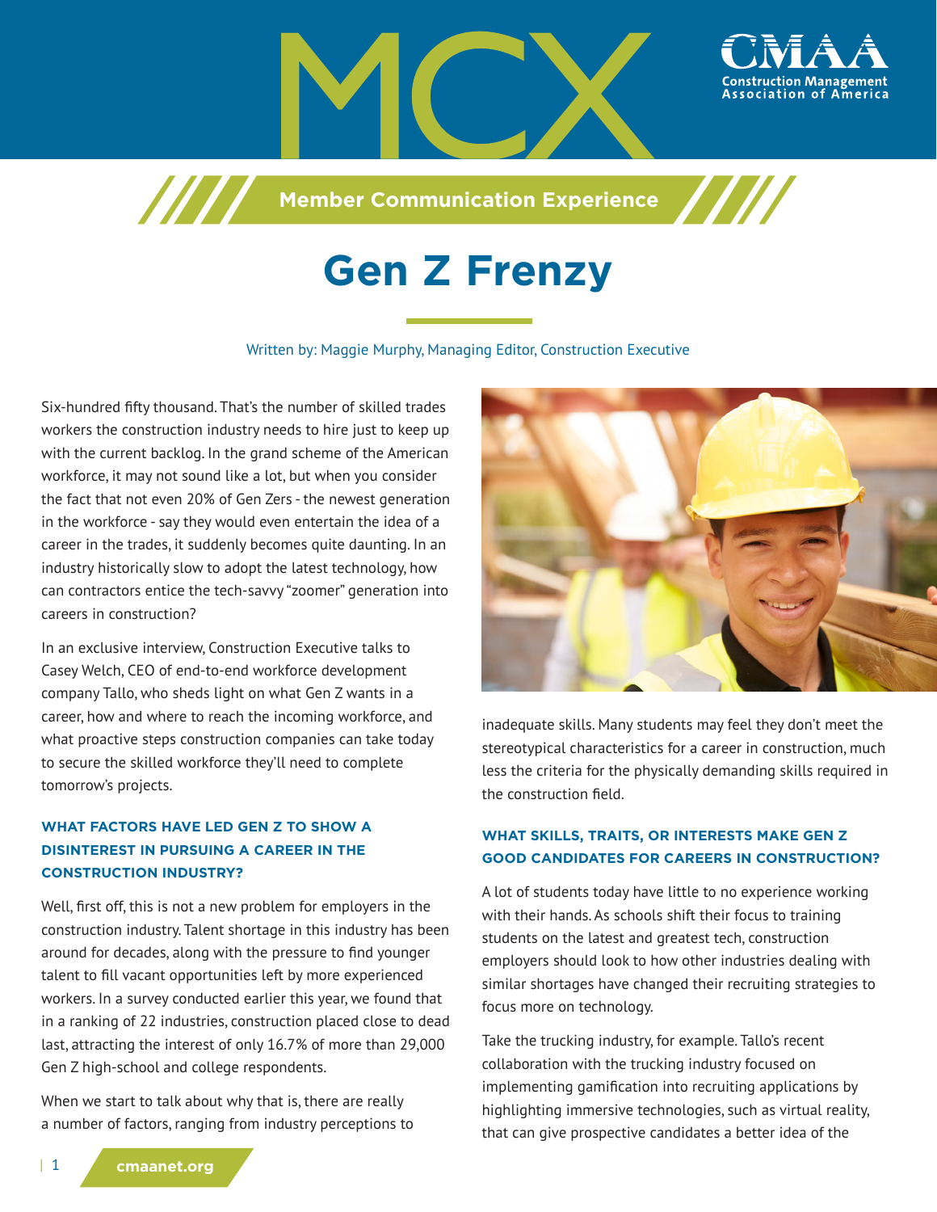MCX

Member Communication Experience

# Gen Z Frenzy

Written by: Maggie Murphy, Managing Editor, Construction Executive

Six-hundred fifty thousand. That's the number of skilled trades workers the construction industry needs to hire just to keep up with the current backlog. In the grand scheme of the American workforce, it may not sound like a lot, but when you consider the fact that not even 20% of Gen Zers - the newest generation in the workforce - say they would even entertain the idea of a career in the trades, it suddenly becomes quite daunting. In an industry historically slow to adopt the latest technology, how can contractors entice the tech-savvy "zoomer" generation into careers in construction?

In an exclusive interview, Construction Executive talks to Casey Welch, CEO of end-to-end workforce development company Tallo, who sheds light on what Gen Z wants in a career, how and where to reach the incoming workforce, and what proactive steps construction companies can take today to secure the skilled workforce they'll need to complete tomorrow's projects.

### WHAT FACTORS HAVE LED GEN Z TO SHOW A DISINTEREST IN PURSUING A CAREER IN THE CONSTRUCTION INDUSTRY?

Well, first off, this is not a new problem for employers in the construction industry. Talent shortage in this industry has been around for decades, along with the pressure to find younger talent to fill vacant opportunities left by more experienced workers. In a survey conducted earlier this year, we found that in a ranking of 22 industries, construction placed close to dead last, attracting the interest of only 16.7% of more than 29,000 Gen Z high-school and college respondents.

When we start to talk about why that is, there are really a number of factors, ranging from industry perceptions to inadequate skills. Many students may feel they don't meet the stereotypical characteristics for a career in construction, much less the criteria for the physically demanding skills required in the construction field.

### WHAT SKILLS, TRAITS, OR INTERESTS MAKE GEN Z GOOD CANDIDATES FOR CAREERS IN CONSTRUCTION?

A lot of students today have little to no experience working with their hands. As schools shift their focus to training students on the latest and greatest tech, construction employers should look to how other industries dealing with similar shortages have changed their recruiting strategies to focus more on technology.

Take the trucking industry, for example. Tallo's recent collaboration with the trucking industry focused on implementing gamification into recruiting applications by highlighting immersive technologies, such as virtual reality, that can give prospective candidates a better idea of the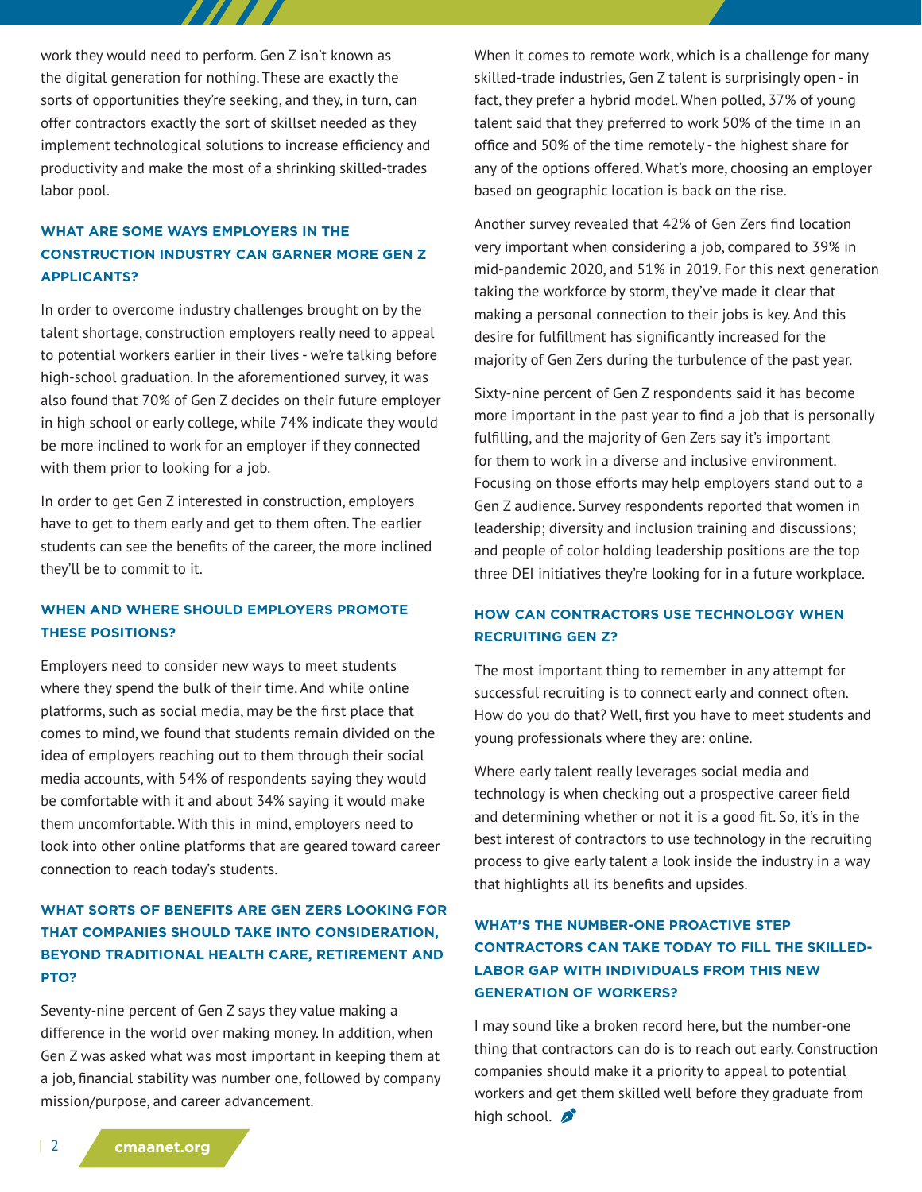work they would need to perform. Gen Z isn't known as the digital generation for nothing. These are exactly the sorts of opportunities they're seeking, and they, in turn, can offer contractors exactly the sort of skillset needed as they implement technological solutions to increase efficiency and productivity and make the most of a shrinking skilled-trades labor pool.

### WHAT ARE SOME WAYS EMPLOYERS IN THE CONSTRUCTION INDUSTRY CAN GARNER MORE GEN Z APPLICANTS?

In order to overcome industry challenges brought on by the talent shortage, construction employers really need to appeal to potential workers earlier in their lives - we're talking before high-school graduation. In the aforementioned survey, it was also found that 70% of Gen Z decides on their future employer in high school or early college, while 74% indicate they would be more inclined to work for an employer if they connected with them prior to looking for a job.

In order to get Gen Z interested in construction, employers have to get to them early and get to them often. The earlier students can see the benefits of the career, the more inclined they'll be to commit to it.

### WHEN AND WHERE SHOULD EMPLOYERS PROMOTE THESE POSITIONS?

Employers need to consider new ways to meet students where they spend the bulk of their time. And while online platforms, such as social media, may be the first place that comes to mind, we found that students remain divided on the idea of employers reaching out to them through their social media accounts, with 54% of respondents saying they would be comfortable with it and about 34% saying it would make them uncomfortable. With this in mind, employers need to look into other online platforms that are geared toward career connection to reach today's students.

### WHAT SORTS OF BENEFITS ARE GEN ZERS LOOKING FOR THAT COMPANIES SHOULD TAKE INTO CONSIDERATION, BEYOND TRADITIONAL HEALTH CARE, RETIREMENT AND PTO?

Seventy-nine percent of Gen Z says they value making a difference in the world over making money. In addition, when Gen Z was asked what was most important in keeping them at a job, financial stability was number one, followed by company mission/purpose, and career advancement.

When it comes to remote work, which is a challenge for many skilled-trade industries, Gen Z talent is surprisingly open - in fact, they prefer a hybrid model. When polled, 37% of young talent said that they preferred to work 50% of the time in an office and 50% of the time remotely - the highest share for any of the options offered. What's more, choosing an employer based on geographic location is back on the rise.

Another survey revealed that 42% of Gen Zers find location very important when considering a job, compared to 39% in mid-pandemic 2020, and 51% in 2019. For this next generation taking the workforce by storm, they've made it clear that making a personal connection to their jobs is key. And this desire for fulfillment has significantly increased for the majority of Gen Zers during the turbulence of the past year.

Sixty-nine percent of Gen Z respondents said it has become more important in the past year to find a job that is personally fulfilling, and the majority of Gen Zers say it's important for them to work in a diverse and inclusive environment. Focusing on those efforts may help employers stand out to a Gen Z audience. Survey respondents reported that women in leadership; diversity and inclusion training and discussions; and people of color holding leadership positions are the top three DEI initiatives they're looking for in a future workplace.

### HOW CAN CONTRACTORS USE TECHNOLOGY WHEN RECRUITING GEN Z?

The most important thing to remember in any attempt for successful recruiting is to connect early and connect often. How do you do that? Well, first you have to meet students and young professionals where they are: online.

Where early talent really leverages social media and technology is when checking out a prospective career field and determining whether or not it is a good fit. So, it's in the best interest of contractors to use technology in the recruiting process to give early talent a look inside the industry in a way that highlights all its benefits and upsides.

### WHAT'S THE NUMBER-ONE PROACTIVE STEP CONTRACTORS CAN TAKE TODAY TO FILL THE SKILLED-LABOR GAP WITH INDIVIDUALS FROM THIS NEW GENERATION OF WORKERS?

I may sound like a broken record here, but the number-one thing that contractors can do is to reach out early. Construction companies should make it a priority to appeal to potential workers and get them skilled well before they graduate from high school.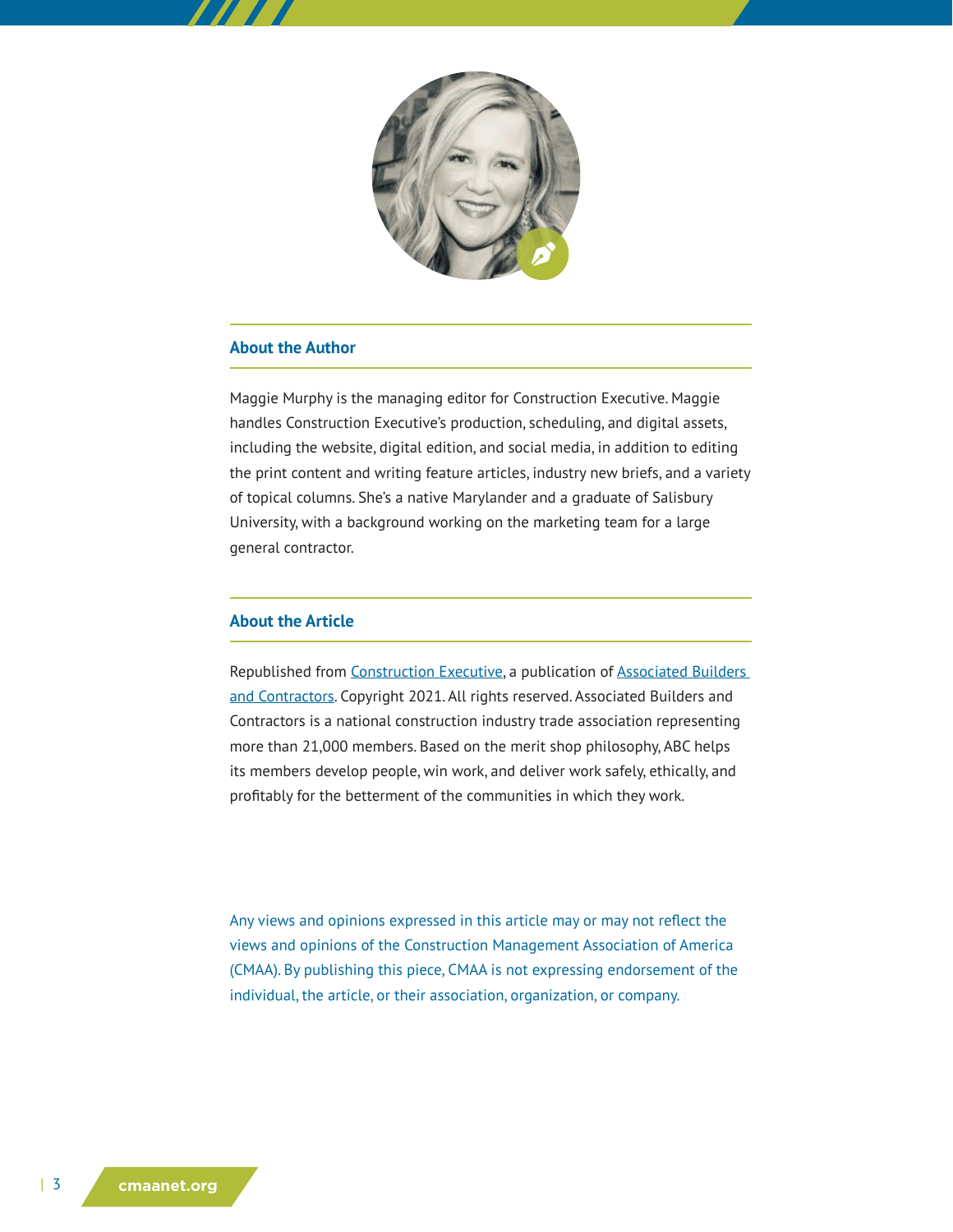## About the Author

Maggie Murphy is the managing editor for Construction Executive. Maggie handles Construction Executive's production, scheduling, and digital assets, including the website, digital edition, and social media, in addition to editing the print content and writing feature articles, industry new briefs, and a variety of topical columns. She's a native Marylander and a graduate of Salisbury University, with a background working on the marketing team for a large general contractor.

## About the Article

Republished from Construction Executive, a publication of Associated Builders and Contractors. Copyright 2021. All rights reserved. Associated Builders and Contractors is a national construction industry trade association representing more than 21,000 members. Based on the merit shop philosophy, ABC helps its members develop people, win work, and deliver work safely, ethically, and profitably for the betterment of the communities in which they work.

Any views and opinions expressed in this article may or may not reflect the views and opinions of the Construction Management Association of America (CMAA). By publishing this piece, CMAA is not expressing endorsement of the individual, the article, or their association, organization, or company.